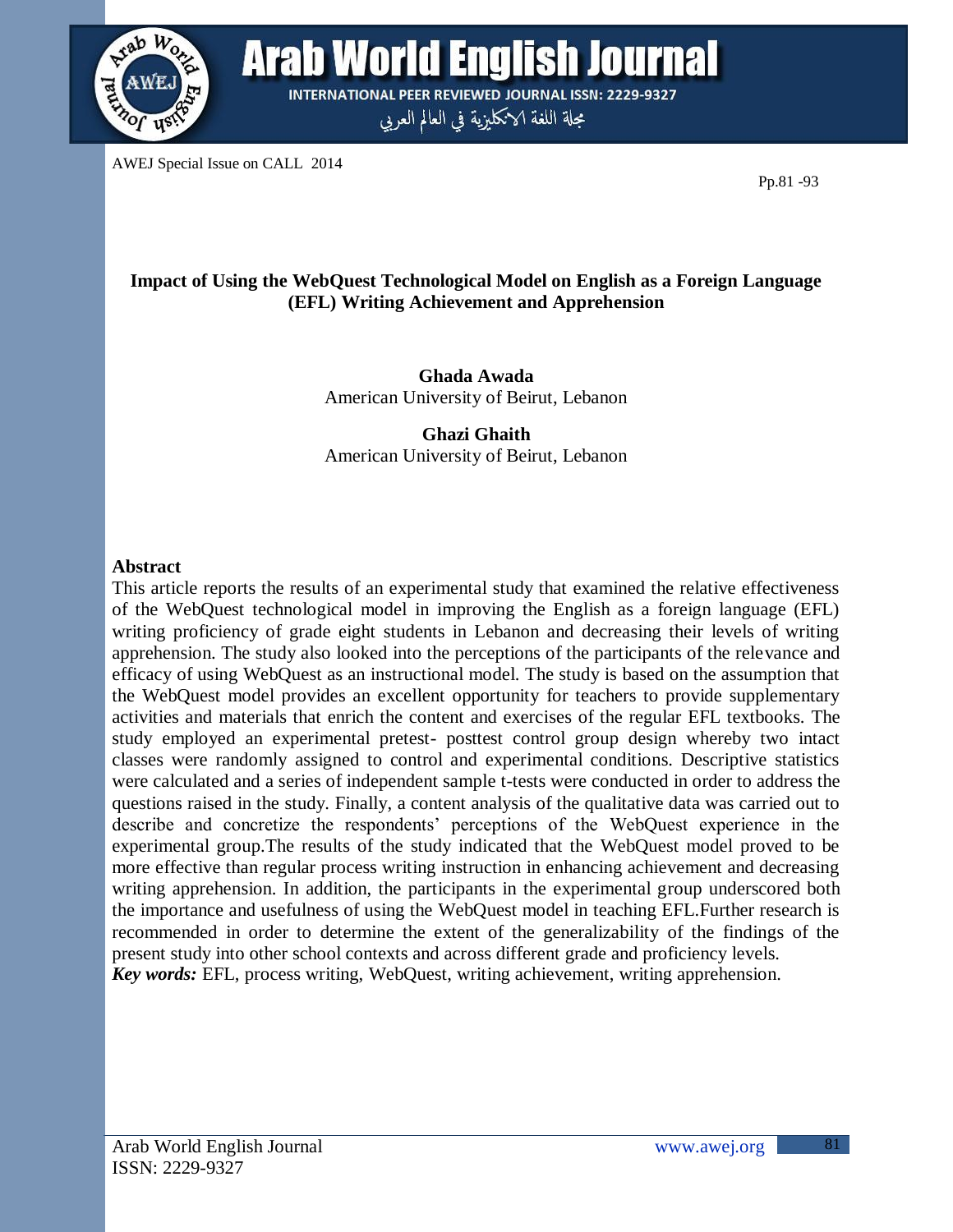# Impact of Using the WebQuest Technological Model on English as a Foreign Language (EFL) Writing Achievement and Apprehension

**Ghada Awada**
American University of Beirut, Lebanon

**Ghazi Ghaith**
American University of Beirut, Lebanon

## Abstract

This article reports the results of an experimental study that examined the relative effectiveness of the WebQuest technological model in improving the English as a foreign language (EFL) writing proficiency of grade eight students in Lebanon and decreasing their levels of writing apprehension. The study also looked into the perceptions of the participants of the relevance and efficacy of using WebQuest as an instructional model. The study is based on the assumption that the WebQuest model provides an excellent opportunity for teachers to provide supplementary activities and materials that enrich the content and exercises of the regular EFL textbooks. The study employed an experimental pretest- posttest control group design whereby two intact classes were randomly assigned to control and experimental conditions. Descriptive statistics were calculated and a series of independent sample t-tests were conducted in order to address the questions raised in the study. Finally, a content analysis of the qualitative data was carried out to describe and concretize the respondents' perceptions of the WebQuest experience in the experimental group.The results of the study indicated that the WebQuest model proved to be more effective than regular process writing instruction in enhancing achievement and decreasing writing apprehension. In addition, the participants in the experimental group underscored both the importance and usefulness of using the WebQuest model in teaching EFL.Further research is recommended in order to determine the extent of the generalizability of the findings of the present study into other school contexts and across different grade and proficiency levels.

***Key words:*** EFL, process writing, WebQuest, writing achievement, writing apprehension.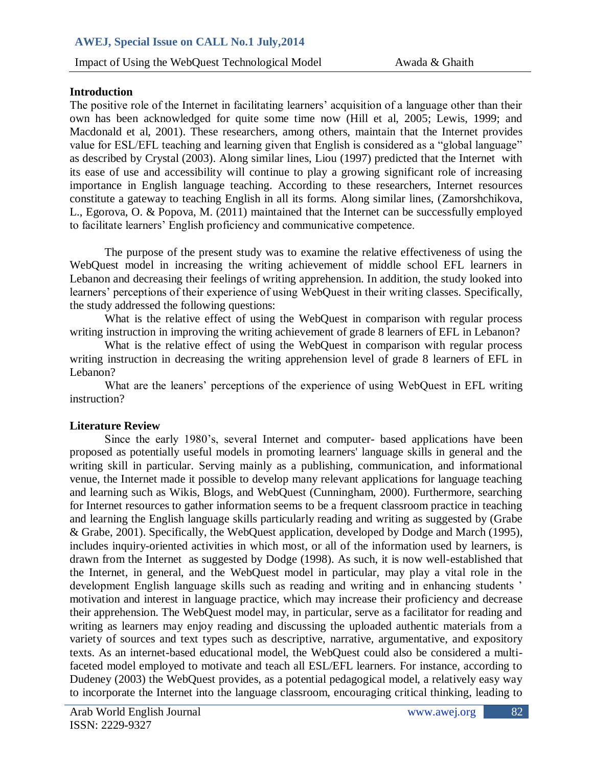## Introduction

The positive role of the Internet in facilitating learners' acquisition of a language other than their own has been acknowledged for quite some time now (Hill et al, 2005; Lewis, 1999; and Macdonald et al, 2001). These researchers, among others, maintain that the Internet provides value for ESL/EFL teaching and learning given that English is considered as a "global language" as described by Crystal (2003). Along similar lines, Liou (1997) predicted that the Internet with its ease of use and accessibility will continue to play a growing significant role of increasing importance in English language teaching. According to these researchers, Internet resources constitute a gateway to teaching English in all its forms. Along similar lines, (Zamorshchikova, L., Egorova, O. & Popova, M. (2011) maintained that the Internet can be successfully employed to facilitate learners' English proficiency and communicative competence.

The purpose of the present study was to examine the relative effectiveness of using the WebQuest model in increasing the writing achievement of middle school EFL learners in Lebanon and decreasing their feelings of writing apprehension. In addition, the study looked into learners' perceptions of their experience of using WebQuest in their writing classes. Specifically, the study addressed the following questions:

What is the relative effect of using the WebQuest in comparison with regular process writing instruction in improving the writing achievement of grade 8 learners of EFL in Lebanon?

What is the relative effect of using the WebQuest in comparison with regular process writing instruction in decreasing the writing apprehension level of grade 8 learners of EFL in Lebanon?

What are the leaners' perceptions of the experience of using WebQuest in EFL writing instruction?

## Literature Review

Since the early 1980's, several Internet and computer- based applications have been proposed as potentially useful models in promoting learners' language skills in general and the writing skill in particular. Serving mainly as a publishing, communication, and informational venue, the Internet made it possible to develop many relevant applications for language teaching and learning such as Wikis, Blogs, and WebQuest (Cunningham, 2000). Furthermore, searching for Internet resources to gather information seems to be a frequent classroom practice in teaching and learning the English language skills particularly reading and writing as suggested by (Grabe & Grabe, 2001). Specifically, the WebQuest application, developed by Dodge and March (1995), includes inquiry-oriented activities in which most, or all of the information used by learners, is drawn from the Internet as suggested by Dodge (1998). As such, it is now well-established that the Internet, in general, and the WebQuest model in particular, may play a vital role in the development English language skills such as reading and writing and in enhancing students ' motivation and interest in language practice, which may increase their proficiency and decrease their apprehension. The WebQuest model may, in particular, serve as a facilitator for reading and writing as learners may enjoy reading and discussing the uploaded authentic materials from a variety of sources and text types such as descriptive, narrative, argumentative, and expository texts. As an internet-based educational model, the WebQuest could also be considered a multi-faceted model employed to motivate and teach all ESL/EFL learners. For instance, according to Dudeney (2003) the WebQuest provides, as a potential pedagogical model, a relatively easy way to incorporate the Internet into the language classroom, encouraging critical thinking, leading to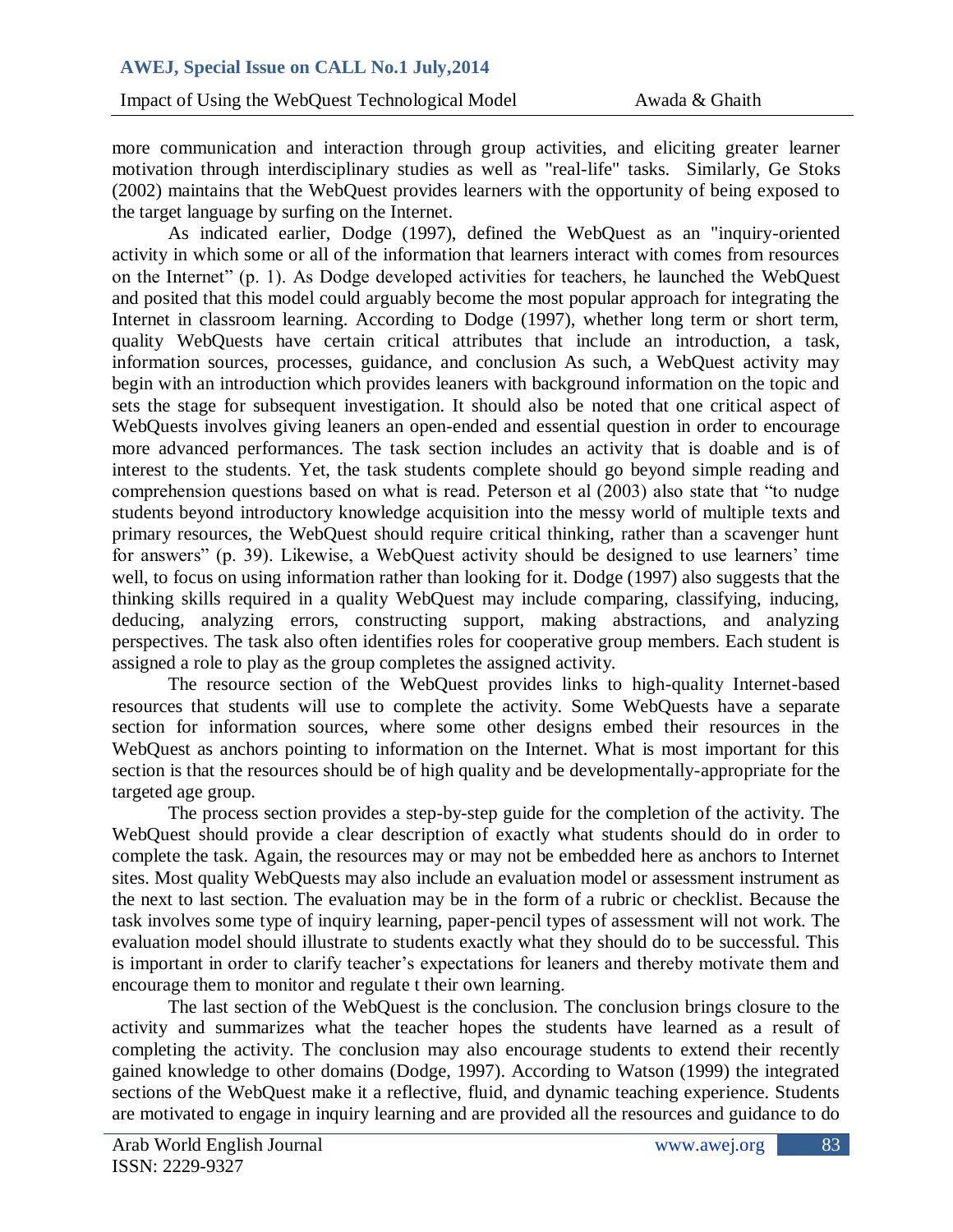more communication and interaction through group activities, and eliciting greater learner motivation through interdisciplinary studies as well as "real-life" tasks. Similarly, Ge Stoks (2002) maintains that the WebQuest provides learners with the opportunity of being exposed to the target language by surfing on the Internet.

As indicated earlier, Dodge (1997), defined the WebQuest as an "inquiry-oriented activity in which some or all of the information that learners interact with comes from resources on the Internet" (p. 1). As Dodge developed activities for teachers, he launched the WebQuest and posited that this model could arguably become the most popular approach for integrating the Internet in classroom learning. According to Dodge (1997), whether long term or short term, quality WebQuests have certain critical attributes that include an introduction, a task, information sources, processes, guidance, and conclusion As such, a WebQuest activity may begin with an introduction which provides leaners with background information on the topic and sets the stage for subsequent investigation. It should also be noted that one critical aspect of WebQuests involves giving leaners an open-ended and essential question in order to encourage more advanced performances. The task section includes an activity that is doable and is of interest to the students. Yet, the task students complete should go beyond simple reading and comprehension questions based on what is read. Peterson et al (2003) also state that "to nudge students beyond introductory knowledge acquisition into the messy world of multiple texts and primary resources, the WebQuest should require critical thinking, rather than a scavenger hunt for answers" (p. 39). Likewise, a WebQuest activity should be designed to use learners' time well, to focus on using information rather than looking for it. Dodge (1997) also suggests that the thinking skills required in a quality WebQuest may include comparing, classifying, inducing, deducing, analyzing errors, constructing support, making abstractions, and analyzing perspectives. The task also often identifies roles for cooperative group members. Each student is assigned a role to play as the group completes the assigned activity.

The resource section of the WebQuest provides links to high-quality Internet-based resources that students will use to complete the activity. Some WebQuests have a separate section for information sources, where some other designs embed their resources in the WebQuest as anchors pointing to information on the Internet. What is most important for this section is that the resources should be of high quality and be developmentally-appropriate for the targeted age group.

The process section provides a step-by-step guide for the completion of the activity. The WebQuest should provide a clear description of exactly what students should do in order to complete the task. Again, the resources may or may not be embedded here as anchors to Internet sites. Most quality WebQuests may also include an evaluation model or assessment instrument as the next to last section. The evaluation may be in the form of a rubric or checklist. Because the task involves some type of inquiry learning, paper-pencil types of assessment will not work. The evaluation model should illustrate to students exactly what they should do to be successful. This is important in order to clarify teacher's expectations for leaners and thereby motivate them and encourage them to monitor and regulate t their own learning.

The last section of the WebQuest is the conclusion. The conclusion brings closure to the activity and summarizes what the teacher hopes the students have learned as a result of completing the activity. The conclusion may also encourage students to extend their recently gained knowledge to other domains (Dodge, 1997). According to Watson (1999) the integrated sections of the WebQuest make it a reflective, fluid, and dynamic teaching experience. Students are motivated to engage in inquiry learning and are provided all the resources and guidance to do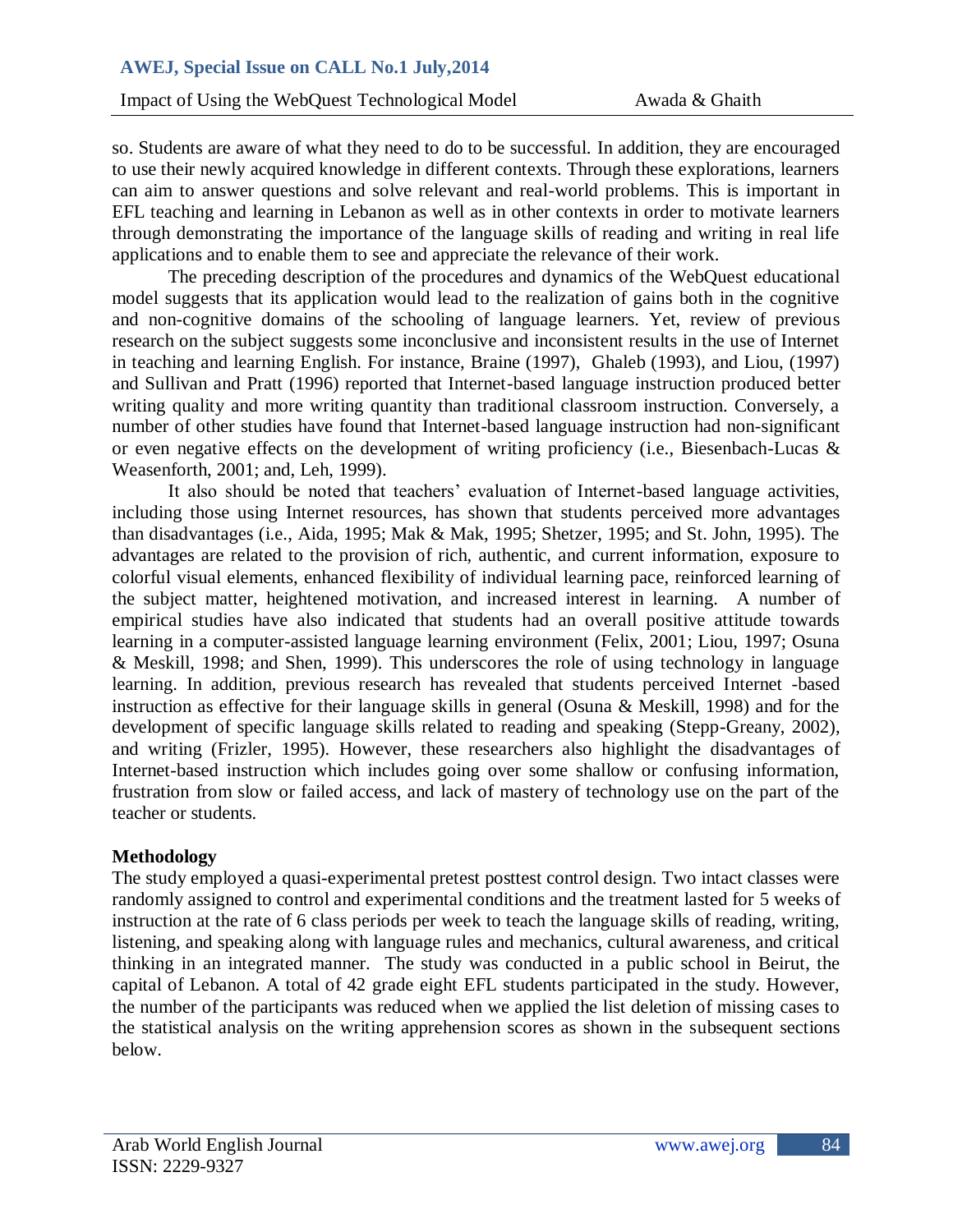so. Students are aware of what they need to do to be successful. In addition, they are encouraged to use their newly acquired knowledge in different contexts. Through these explorations, learners can aim to answer questions and solve relevant and real-world problems. This is important in EFL teaching and learning in Lebanon as well as in other contexts in order to motivate learners through demonstrating the importance of the language skills of reading and writing in real life applications and to enable them to see and appreciate the relevance of their work.

The preceding description of the procedures and dynamics of the WebQuest educational model suggests that its application would lead to the realization of gains both in the cognitive and non-cognitive domains of the schooling of language learners. Yet, review of previous research on the subject suggests some inconclusive and inconsistent results in the use of Internet in teaching and learning English. For instance, Braine (1997), Ghaleb (1993), and Liou, (1997) and Sullivan and Pratt (1996) reported that Internet-based language instruction produced better writing quality and more writing quantity than traditional classroom instruction. Conversely, a number of other studies have found that Internet-based language instruction had non-significant or even negative effects on the development of writing proficiency (i.e., Biesenbach-Lucas & Weasenforth, 2001; and, Leh, 1999).

It also should be noted that teachers' evaluation of Internet-based language activities, including those using Internet resources, has shown that students perceived more advantages than disadvantages (i.e., Aida, 1995; Mak & Mak, 1995; Shetzer, 1995; and St. John, 1995). The advantages are related to the provision of rich, authentic, and current information, exposure to colorful visual elements, enhanced flexibility of individual learning pace, reinforced learning of the subject matter, heightened motivation, and increased interest in learning. A number of empirical studies have also indicated that students had an overall positive attitude towards learning in a computer-assisted language learning environment (Felix, 2001; Liou, 1997; Osuna & Meskill, 1998; and Shen, 1999). This underscores the role of using technology in language learning. In addition, previous research has revealed that students perceived Internet -based instruction as effective for their language skills in general (Osuna & Meskill, 1998) and for the development of specific language skills related to reading and speaking (Stepp-Greany, 2002), and writing (Frizler, 1995). However, these researchers also highlight the disadvantages of Internet-based instruction which includes going over some shallow or confusing information, frustration from slow or failed access, and lack of mastery of technology use on the part of the teacher or students.

**Methodology**

The study employed a quasi-experimental pretest posttest control design. Two intact classes were randomly assigned to control and experimental conditions and the treatment lasted for 5 weeks of instruction at the rate of 6 class periods per week to teach the language skills of reading, writing, listening, and speaking along with language rules and mechanics, cultural awareness, and critical thinking in an integrated manner. The study was conducted in a public school in Beirut, the capital of Lebanon. A total of 42 grade eight EFL students participated in the study. However, the number of the participants was reduced when we applied the list deletion of missing cases to the statistical analysis on the writing apprehension scores as shown in the subsequent sections below.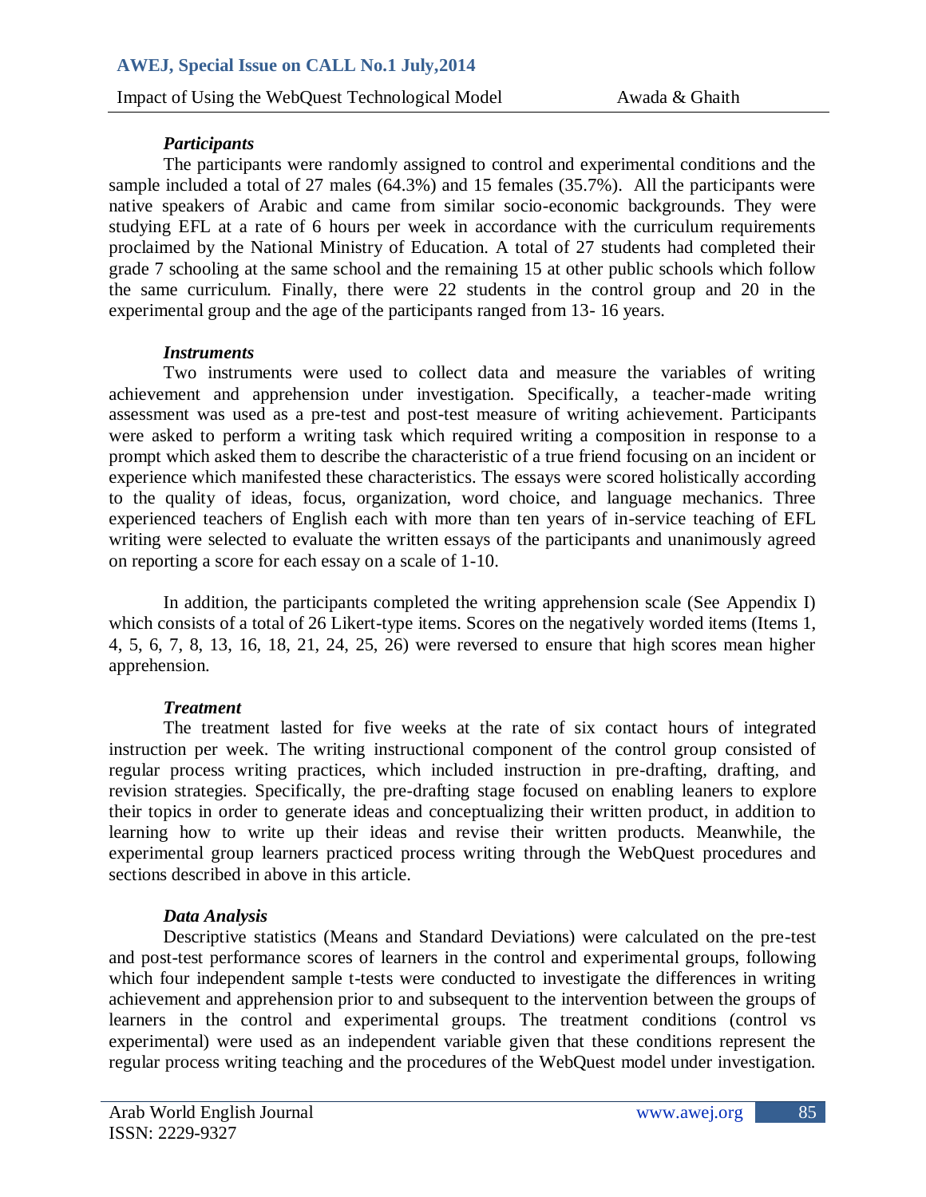### *Participants*

The participants were randomly assigned to control and experimental conditions and the sample included a total of 27 males (64.3%) and 15 females (35.7%). All the participants were native speakers of Arabic and came from similar socio-economic backgrounds. They were studying EFL at a rate of 6 hours per week in accordance with the curriculum requirements proclaimed by the National Ministry of Education. A total of 27 students had completed their grade 7 schooling at the same school and the remaining 15 at other public schools which follow the same curriculum. Finally, there were 22 students in the control group and 20 in the experimental group and the age of the participants ranged from 13- 16 years.

### *Instruments*

Two instruments were used to collect data and measure the variables of writing achievement and apprehension under investigation. Specifically, a teacher-made writing assessment was used as a pre-test and post-test measure of writing achievement. Participants were asked to perform a writing task which required writing a composition in response to a prompt which asked them to describe the characteristic of a true friend focusing on an incident or experience which manifested these characteristics. The essays were scored holistically according to the quality of ideas, focus, organization, word choice, and language mechanics. Three experienced teachers of English each with more than ten years of in-service teaching of EFL writing were selected to evaluate the written essays of the participants and unanimously agreed on reporting a score for each essay on a scale of 1-10.

In addition, the participants completed the writing apprehension scale (See Appendix I) which consists of a total of 26 Likert-type items. Scores on the negatively worded items (Items 1, 4, 5, 6, 7, 8, 13, 16, 18, 21, 24, 25, 26) were reversed to ensure that high scores mean higher apprehension.

### *Treatment*

The treatment lasted for five weeks at the rate of six contact hours of integrated instruction per week. The writing instructional component of the control group consisted of regular process writing practices, which included instruction in pre-drafting, drafting, and revision strategies. Specifically, the pre-drafting stage focused on enabling leaners to explore their topics in order to generate ideas and conceptualizing their written product, in addition to learning how to write up their ideas and revise their written products. Meanwhile, the experimental group learners practiced process writing through the WebQuest procedures and sections described in above in this article.

### *Data Analysis*

Descriptive statistics (Means and Standard Deviations) were calculated on the pre-test and post-test performance scores of learners in the control and experimental groups, following which four independent sample t-tests were conducted to investigate the differences in writing achievement and apprehension prior to and subsequent to the intervention between the groups of learners in the control and experimental groups. The treatment conditions (control vs experimental) were used as an independent variable given that these conditions represent the regular process writing teaching and the procedures of the WebQuest model under investigation.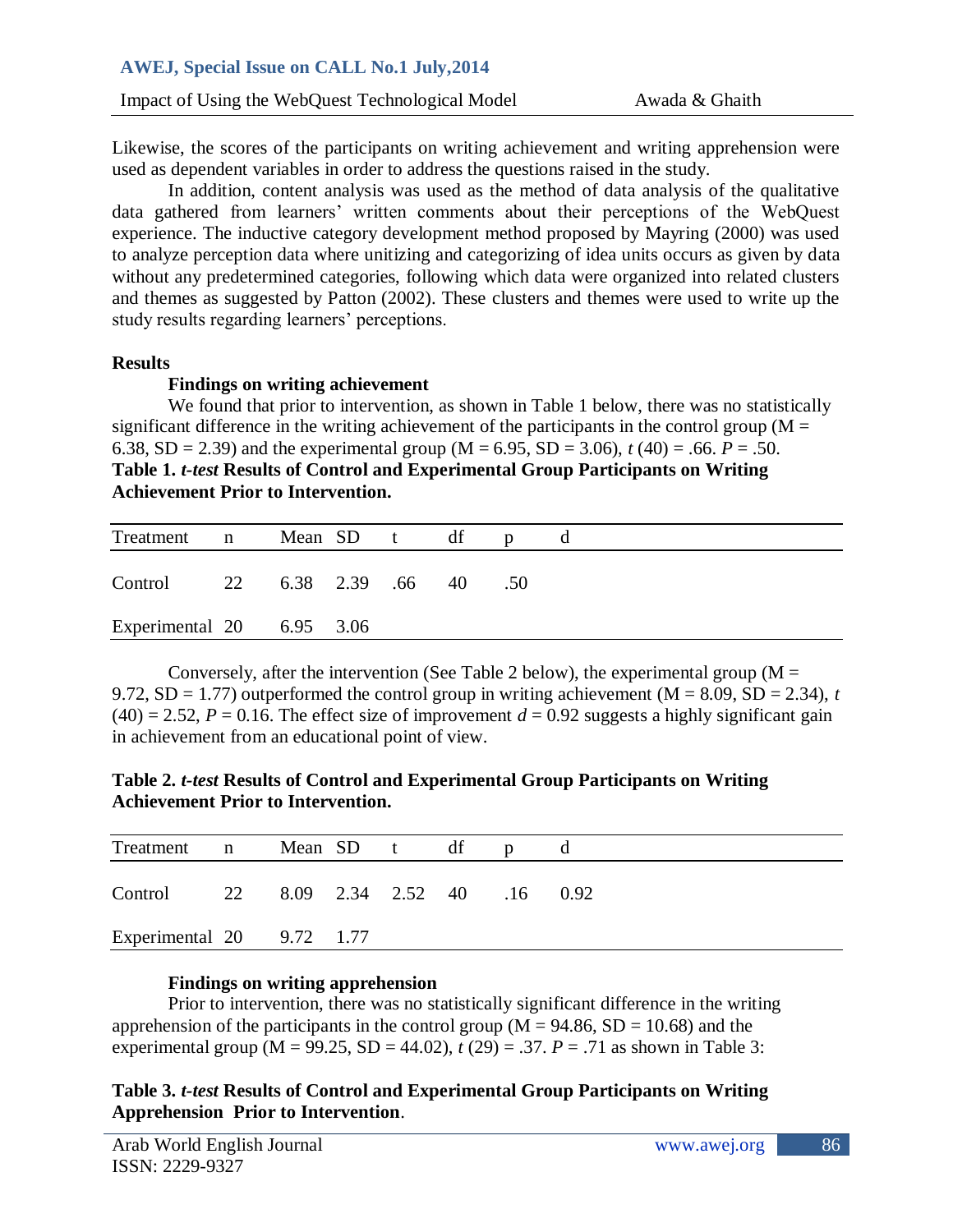Likewise, the scores of the participants on writing achievement and writing apprehension were used as dependent variables in order to address the questions raised in the study.

In addition, content analysis was used as the method of data analysis of the qualitative data gathered from learners' written comments about their perceptions of the WebQuest experience. The inductive category development method proposed by Mayring (2000) was used to analyze perception data where unitizing and categorizing of idea units occurs as given by data without any predetermined categories, following which data were organized into related clusters and themes as suggested by Patton (2002). These clusters and themes were used to write up the study results regarding learners' perceptions.

## Results

### Findings on writing achievement

We found that prior to intervention, as shown in Table 1 below, there was no statistically significant difference in the writing achievement of the participants in the control group (M = 6.38, SD = 2.39) and the experimental group (M = 6.95, SD = 3.06), $t$ (40) = .66. $P$ = .50.

**Table 1. *t-test* Results of Control and Experimental Group Participants on Writing Achievement Prior to Intervention.**

| Treatment | n | Mean | SD | t | df | p | d |
|---|---|---|---|---|---|---|---|
| Control | 22 | 6.38 | 2.39 | .66 | 40 | .50 | |
| Experimental | 20 | 6.95 | 3.06 | | | | |

Conversely, after the intervention (See Table 2 below), the experimental group (M = 9.72, SD = 1.77) outperformed the control group in writing achievement (M = 8.09, SD = 2.34), $t$ (40) = 2.52, $P$ = 0.16. The effect size of improvement $d$ = 0.92 suggests a highly significant gain in achievement from an educational point of view.

**Table 2. *t-test* Results of Control and Experimental Group Participants on Writing Achievement Prior to Intervention.**

| Treatment | n | Mean | SD | t | df | p | d |
|---|---|---|---|---|---|---|---|
| Control | 22 | 8.09 | 2.34 | 2.52 | 40 | .16 | 0.92 |
| Experimental | 20 | 9.72 | 1.77 | | | | |

### Findings on writing apprehension

Prior to intervention, there was no statistically significant difference in the writing apprehension of the participants in the control group (M = 94.86, SD = 10.68) and the experimental group (M = 99.25, SD = 44.02), $t$ (29) = .37. $P$ = .71 as shown in Table 3:

**Table 3. *t-test* Results of Control and Experimental Group Participants on Writing Apprehension Prior to Intervention**.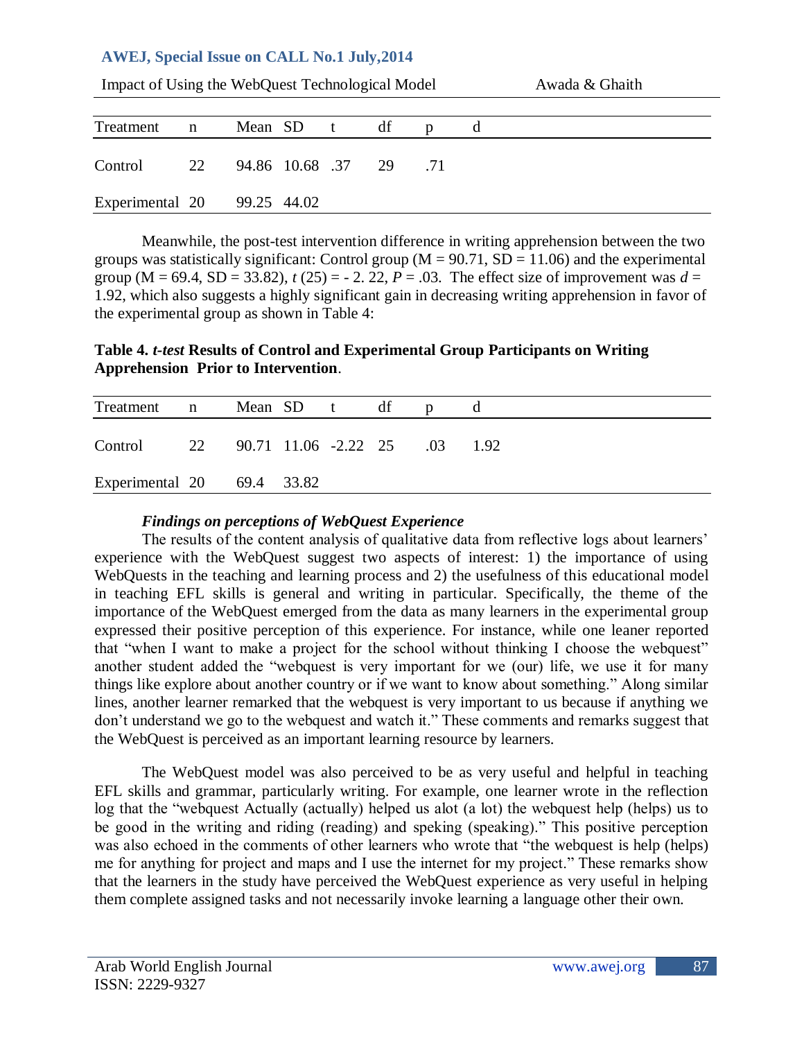| Treatment | n | Mean | SD | t | df | p | d |
|---|---|---|---|---|---|---|---|
| Control | 22 | 94.86 | 10.68 | .37 | 29 | .71 | |
| Experimental | 20 | 99.25 | 44.02 | | | | |

Meanwhile, the post-test intervention difference in writing apprehension between the two groups was statistically significant: Control group (M = 90.71, SD = 11.06) and the experimental group (M = 69.4, SD = 33.82), $t$ (25) = - 2. 22, $P$ = .03. The effect size of improvement was $d$ = 1.92, which also suggests a highly significant gain in decreasing writing apprehension in favor of the experimental group as shown in Table 4:

**Table 4. *t-test* Results of Control and Experimental Group Participants on Writing Apprehension Prior to Intervention**.

| Treatment | n | Mean | SD | t | df | p | d |
|---|---|---|---|---|---|---|---|
| Control | 22 | 90.71 | 11.06 | -2.22 | 25 | .03 | 1.92 |
| Experimental | 20 | 69.4 | 33.82 | | | | |

### *Findings on perceptions of WebQuest Experience*

The results of the content analysis of qualitative data from reflective logs about learners' experience with the WebQuest suggest two aspects of interest: 1) the importance of using WebQuests in the teaching and learning process and 2) the usefulness of this educational model in teaching EFL skills is general and writing in particular. Specifically, the theme of the importance of the WebQuest emerged from the data as many learners in the experimental group expressed their positive perception of this experience. For instance, while one leaner reported that "when I want to make a project for the school without thinking I choose the webquest" another student added the "webquest is very important for we (our) life, we use it for many things like explore about another country or if we want to know about something." Along similar lines, another learner remarked that the webquest is very important to us because if anything we don't understand we go to the webquest and watch it." These comments and remarks suggest that the WebQuest is perceived as an important learning resource by learners.

The WebQuest model was also perceived to be as very useful and helpful in teaching EFL skills and grammar, particularly writing. For example, one learner wrote in the reflection log that the "webquest Actually (actually) helped us alot (a lot) the webquest help (helps) us to be good in the writing and riding (reading) and speking (speaking)." This positive perception was also echoed in the comments of other learners who wrote that "the webquest is help (helps) me for anything for project and maps and I use the internet for my project." These remarks show that the learners in the study have perceived the WebQuest experience as very useful in helping them complete assigned tasks and not necessarily invoke learning a language other their own.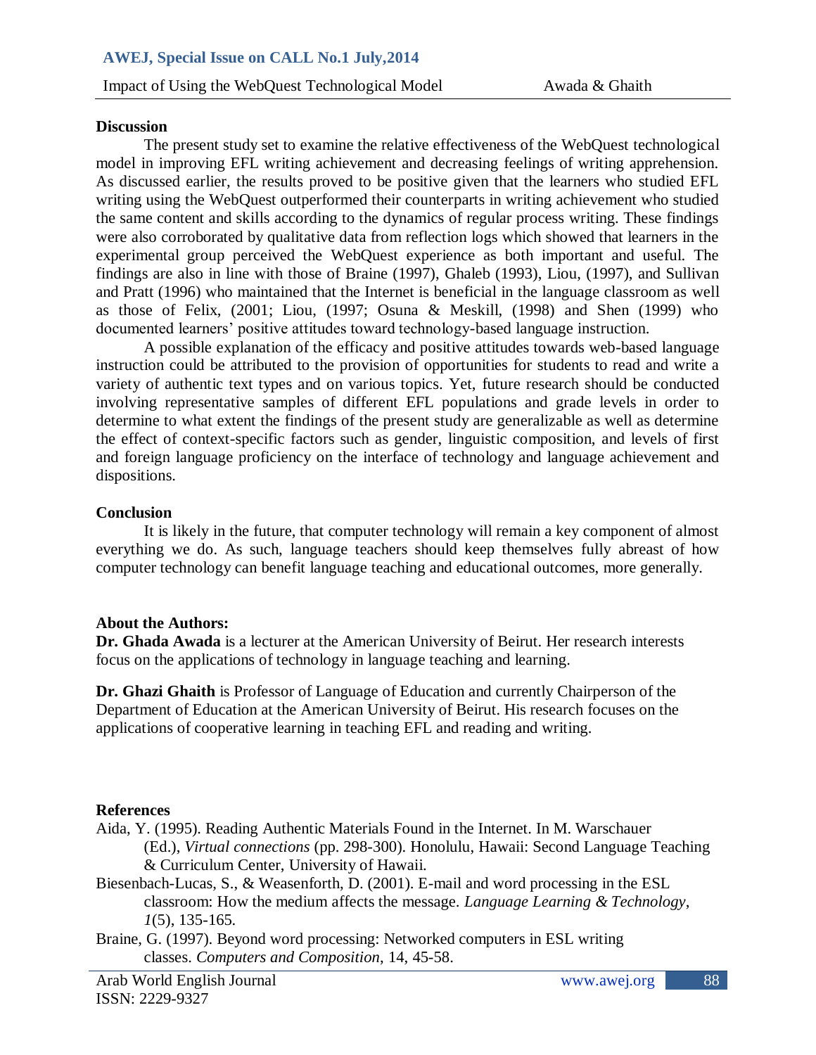## Discussion

The present study set to examine the relative effectiveness of the WebQuest technological model in improving EFL writing achievement and decreasing feelings of writing apprehension. As discussed earlier, the results proved to be positive given that the learners who studied EFL writing using the WebQuest outperformed their counterparts in writing achievement who studied the same content and skills according to the dynamics of regular process writing. These findings were also corroborated by qualitative data from reflection logs which showed that learners in the experimental group perceived the WebQuest experience as both important and useful. The findings are also in line with those of Braine (1997), Ghaleb (1993), Liou, (1997), and Sullivan and Pratt (1996) who maintained that the Internet is beneficial in the language classroom as well as those of Felix, (2001; Liou, (1997; Osuna & Meskill, (1998) and Shen (1999) who documented learners' positive attitudes toward technology-based language instruction.

A possible explanation of the efficacy and positive attitudes towards web-based language instruction could be attributed to the provision of opportunities for students to read and write a variety of authentic text types and on various topics. Yet, future research should be conducted involving representative samples of different EFL populations and grade levels in order to determine to what extent the findings of the present study are generalizable as well as determine the effect of context-specific factors such as gender, linguistic composition, and levels of first and foreign language proficiency on the interface of technology and language achievement and dispositions.

## Conclusion

It is likely in the future, that computer technology will remain a key component of almost everything we do. As such, language teachers should keep themselves fully abreast of how computer technology can benefit language teaching and educational outcomes, more generally.

## About the Authors:

**Dr. Ghada Awada** is a lecturer at the American University of Beirut. Her research interests focus on the applications of technology in language teaching and learning.

**Dr. Ghazi Ghaith** is Professor of Language of Education and currently Chairperson of the Department of Education at the American University of Beirut. His research focuses on the applications of cooperative learning in teaching EFL and reading and writing.

## References

Aida, Y. (1995). Reading Authentic Materials Found in the Internet. In M. Warschauer (Ed.), *Virtual connections* (pp. 298-300). Honolulu, Hawaii: Second Language Teaching & Curriculum Center, University of Hawaii.

Biesenbach-Lucas, S., & Weasenforth, D. (2001). E-mail and word processing in the ESL classroom: How the medium affects the message. *Language Learning & Technology*, *1*(5), 135-165.

Braine, G. (1997). Beyond word processing: Networked computers in ESL writing classes. *Computers and Composition*, 14, 45-58.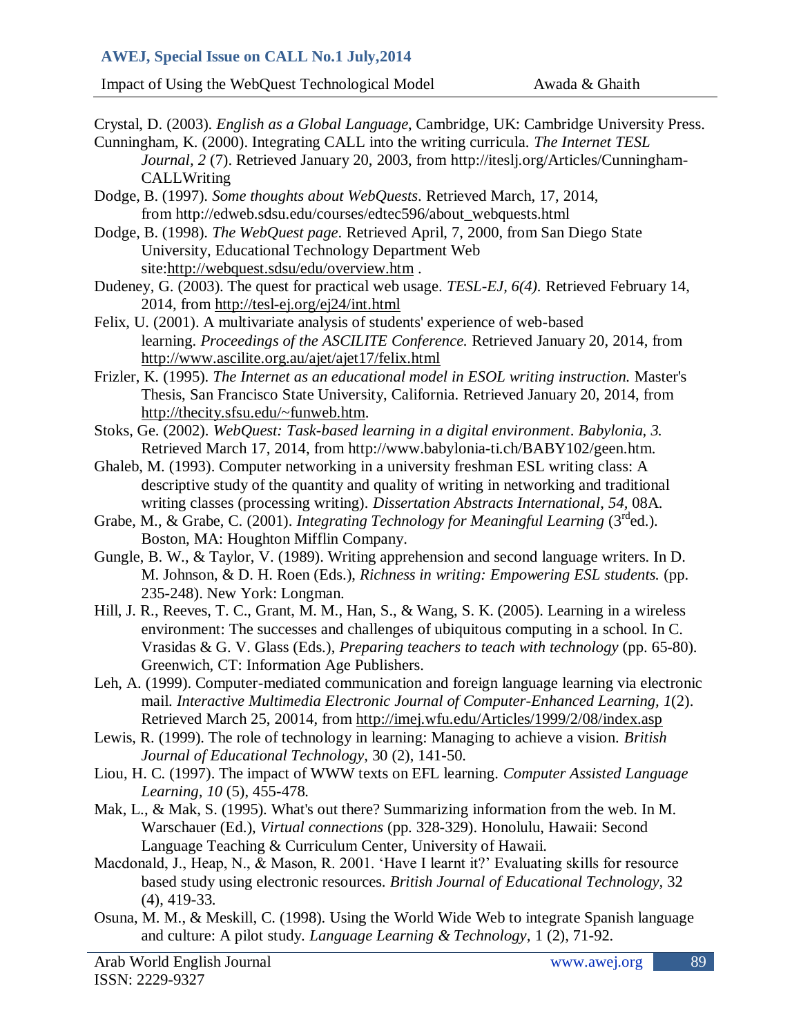Crystal, D. (2003). *English as a Global Language*, Cambridge, UK: Cambridge University Press.

Cunningham, K. (2000). Integrating CALL into the writing curricula. *The Internet TESL Journal*, *2* (7). Retrieved January 20, 2003, from http://iteslj.org/Articles/Cunningham-CALLWriting

Dodge, B. (1997). *Some thoughts about WebQuests*. Retrieved March, 17, 2014, from http://edweb.sdsu.edu/courses/edtec596/about_webquests.html

Dodge, B. (1998). *The WebQuest page*. Retrieved April, 7, 2000, from San Diego State University, Educational Technology Department Web site:http://webquest.sdsu/edu/overview.htm .

Dudeney, G. (2003). The quest for practical web usage. *TESL-EJ, 6(4).* Retrieved February 14, 2014, from http://tesl-ej.org/ej24/int.html

Felix, U. (2001). A multivariate analysis of students' experience of web-based learning. *Proceedings of the ASCILITE Conference.* Retrieved January 20, 2014, from http://www.ascilite.org.au/ajet/ajet17/felix.html

Frizler, K. (1995). *The Internet as an educational model in ESOL writing instruction.* Master's Thesis, San Francisco State University, California. Retrieved January 20, 2014, from http://thecity.sfsu.edu/~funweb.htm.

Stoks, Ge. (2002). *WebQuest: Task-based learning in a digital environment*. *Babylonia, 3.* Retrieved March 17, 2014, from http://www.babylonia-ti.ch/BABY102/geen.htm.

Ghaleb, M. (1993). Computer networking in a university freshman ESL writing class: A descriptive study of the quantity and quality of writing in networking and traditional writing classes (processing writing). *Dissertation Abstracts International*, *54*, 08A.

Grabe, M., & Grabe, C. (2001). *Integrating Technology for Meaningful Learning* (3rded.). Boston, MA: Houghton Mifflin Company.

Gungle, B. W., & Taylor, V. (1989). Writing apprehension and second language writers. In D. M. Johnson, & D. H. Roen (Eds.), *Richness in writing: Empowering ESL students.* (pp. 235-248). New York: Longman.

Hill, J. R., Reeves, T. C., Grant, M. M., Han, S., & Wang, S. K. (2005). Learning in a wireless environment: The successes and challenges of ubiquitous computing in a school. In C. Vrasidas & G. V. Glass (Eds.), *Preparing teachers to teach with technology* (pp. 65-80). Greenwich, CT: Information Age Publishers.

Leh, A. (1999). Computer-mediated communication and foreign language learning via electronic mail. *Interactive Multimedia Electronic Journal of Computer-Enhanced Learning, 1*(2). Retrieved March 25, 20014, from http://imej.wfu.edu/Articles/1999/2/08/index.asp

Lewis, R. (1999). The role of technology in learning: Managing to achieve a vision. *British Journal of Educational Technology,* 30 (2), 141-50.

Liou, H. C. (1997). The impact of WWW texts on EFL learning. *Computer Assisted Language Learning*, *10* (5), 455-478.

Mak, L., & Mak, S. (1995). What's out there? Summarizing information from the web. In M. Warschauer (Ed.), *Virtual connections* (pp. 328-329). Honolulu, Hawaii: Second Language Teaching & Curriculum Center, University of Hawaii.

Macdonald, J., Heap, N., & Mason, R. 2001. 'Have I learnt it?' Evaluating skills for resource based study using electronic resources. *British Journal of Educational Technology*, 32 (4), 419-33.

Osuna, M. M., & Meskill, C. (1998). Using the World Wide Web to integrate Spanish language and culture: A pilot study. *Language Learning & Technology*, 1 (2), 71-92.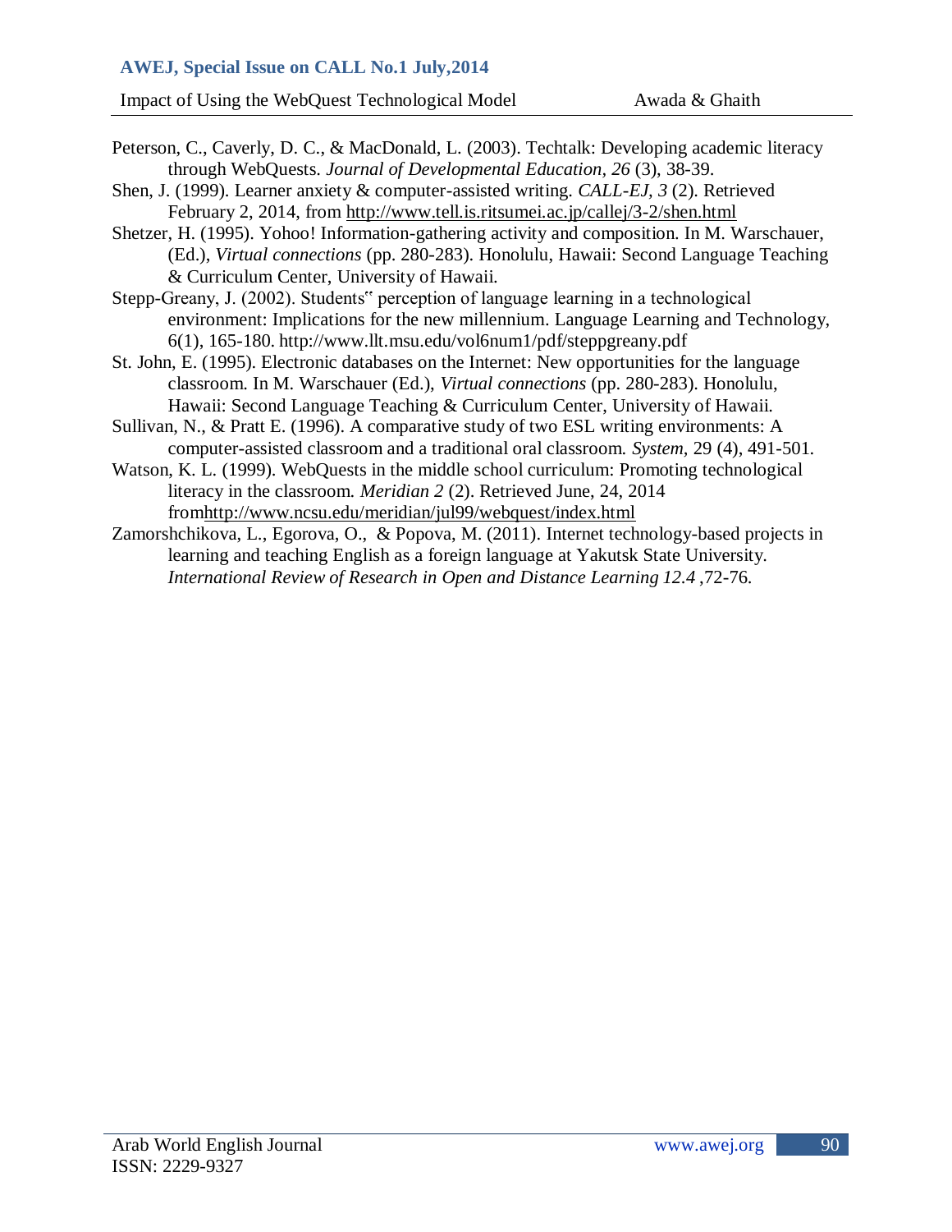Peterson, C., Caverly, D. C., & MacDonald, L. (2003). Techtalk: Developing academic literacy through WebQuests. *Journal of Developmental Education*, *26* (3), 38-39.

Shen, J. (1999). Learner anxiety & computer-assisted writing. *CALL-EJ*, *3* (2). Retrieved February 2, 2014, from http://www.tell.is.ritsumei.ac.jp/callej/3-2/shen.html

Shetzer, H. (1995). Yohoo! Information-gathering activity and composition. In M. Warschauer, (Ed.), *Virtual connections* (pp. 280-283). Honolulu, Hawaii: Second Language Teaching & Curriculum Center, University of Hawaii.

Stepp-Greany, J. (2002). Students‟ perception of language learning in a technological environment: Implications for the new millennium. Language Learning and Technology, 6(1), 165-180. http://www.llt.msu.edu/vol6num1/pdf/steppgreany.pdf

St. John, E. (1995). Electronic databases on the Internet: New opportunities for the language classroom. In M. Warschauer (Ed.), *Virtual connections* (pp. 280-283). Honolulu, Hawaii: Second Language Teaching & Curriculum Center, University of Hawaii.

Sullivan, N., & Pratt E. (1996). A comparative study of two ESL writing environments: A computer-assisted classroom and a traditional oral classroom. *System*, 29 (4), 491-501.

Watson, K. L. (1999). WebQuests in the middle school curriculum: Promoting technological literacy in the classroom. *Meridian 2* (2). Retrieved June, 24, 2014 fromhttp://www.ncsu.edu/meridian/jul99/webquest/index.html

Zamorshchikova, L., Egorova, O., & Popova, M. (2011). Internet technology-based projects in learning and teaching English as a foreign language at Yakutsk State University. *International Review of Research in Open and Distance Learning 12.4* ,72-76.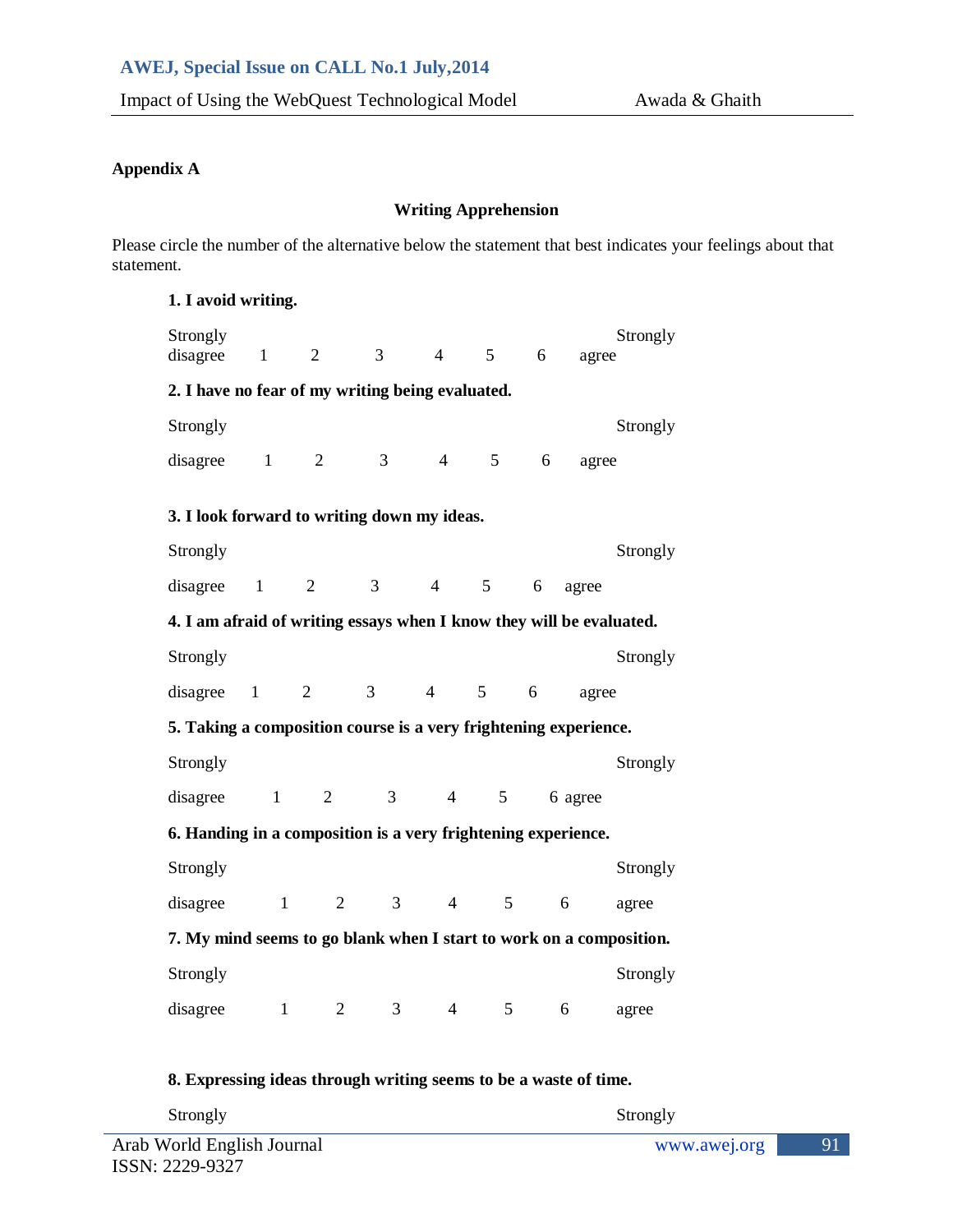## Appendix A

### Writing Apprehension

Please circle the number of the alternative below the statement that best indicates your feelings about that statement.

**1. I avoid writing.**

Strongly disagree 1 2 3 4 5 6 Strongly agree

**2. I have no fear of my writing being evaluated.**

Strongly disagree 1 2 3 4 5 6 Strongly agree

**3. I look forward to writing down my ideas.**

Strongly disagree 1 2 3 4 5 6 Strongly agree

**4. I am afraid of writing essays when I know they will be evaluated.**

Strongly disagree 1 2 3 4 5 6 Strongly agree

**5. Taking a composition course is a very frightening experience.**

Strongly disagree 1 2 3 4 5 6 Strongly agree

**6. Handing in a composition is a very frightening experience.**

Strongly disagree 1 2 3 4 5 6 Strongly agree

**7. My mind seems to go blank when I start to work on a composition.**

Strongly disagree 1 2 3 4 5 6 Strongly agree

**8. Expressing ideas through writing seems to be a waste of time.**

Strongly Strongly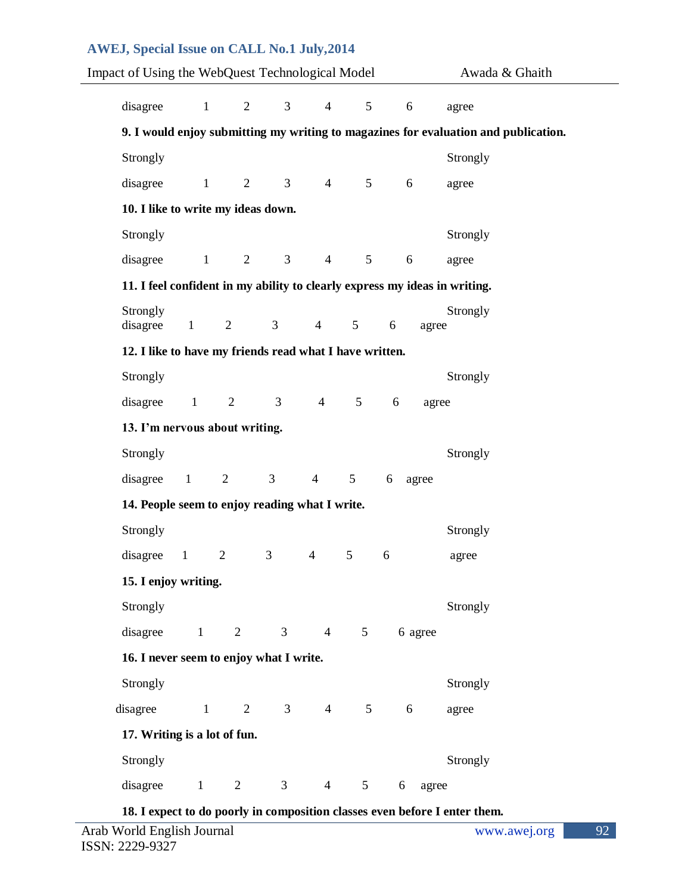disagree 1 2 3 4 5 6 agree

**9. I would enjoy submitting my writing to magazines for evaluation and publication.**

Strongly disagree 1 2 3 4 5 6 Strongly agree

**10. I like to write my ideas down.**

Strongly disagree 1 2 3 4 5 6 Strongly agree

**11. I feel confident in my ability to clearly express my ideas in writing.**

Strongly disagree 1 2 3 4 5 6 Strongly agree

**12. I like to have my friends read what I have written.**

Strongly disagree 1 2 3 4 5 6 Strongly agree

**13. I'm nervous about writing.**

Strongly disagree 1 2 3 4 5 6 Strongly agree

**14. People seem to enjoy reading what I write.**

Strongly disagree 1 2 3 4 5 6 Strongly agree

**15. I enjoy writing.**

Strongly disagree 1 2 3 4 5 6 Strongly agree

**16. I never seem to enjoy what I write.**

Strongly disagree 1 2 3 4 5 6 Strongly agree

**17. Writing is a lot of fun.**

Strongly disagree 1 2 3 4 5 6 Strongly agree

**18. I expect to do poorly in composition classes even before I enter them.**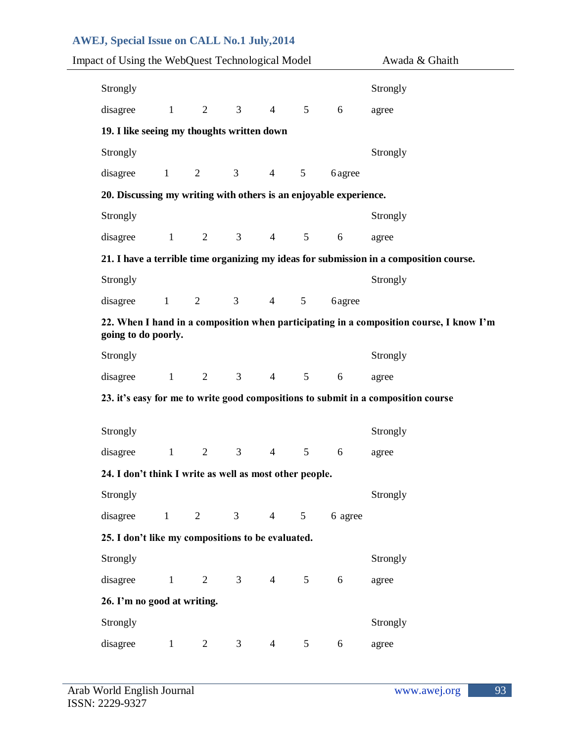Strongly disagree 1 2 3 4 5 6 Strongly agree

**19. I like seeing my thoughts written down**

Strongly disagree 1 2 3 4 5 6 Strongly agree

**20. Discussing my writing with others is an enjoyable experience.**

Strongly disagree 1 2 3 4 5 6 Strongly agree

**21. I have a terrible time organizing my ideas for submission in a composition course.**

Strongly disagree 1 2 3 4 5 6 Strongly agree

**22. When I hand in a composition when participating in a composition course, I know I'm going to do poorly.**

Strongly disagree 1 2 3 4 5 6 Strongly agree

**23. it's easy for me to write good compositions to submit in a composition course**

Strongly disagree 1 2 3 4 5 6 Strongly agree

**24. I don't think I write as well as most other people.**

Strongly disagree 1 2 3 4 5 6 Strongly agree

**25. I don't like my compositions to be evaluated.**

Strongly disagree 1 2 3 4 5 6 Strongly agree

**26. I'm no good at writing.**

Strongly disagree 1 2 3 4 5 6 Strongly agree